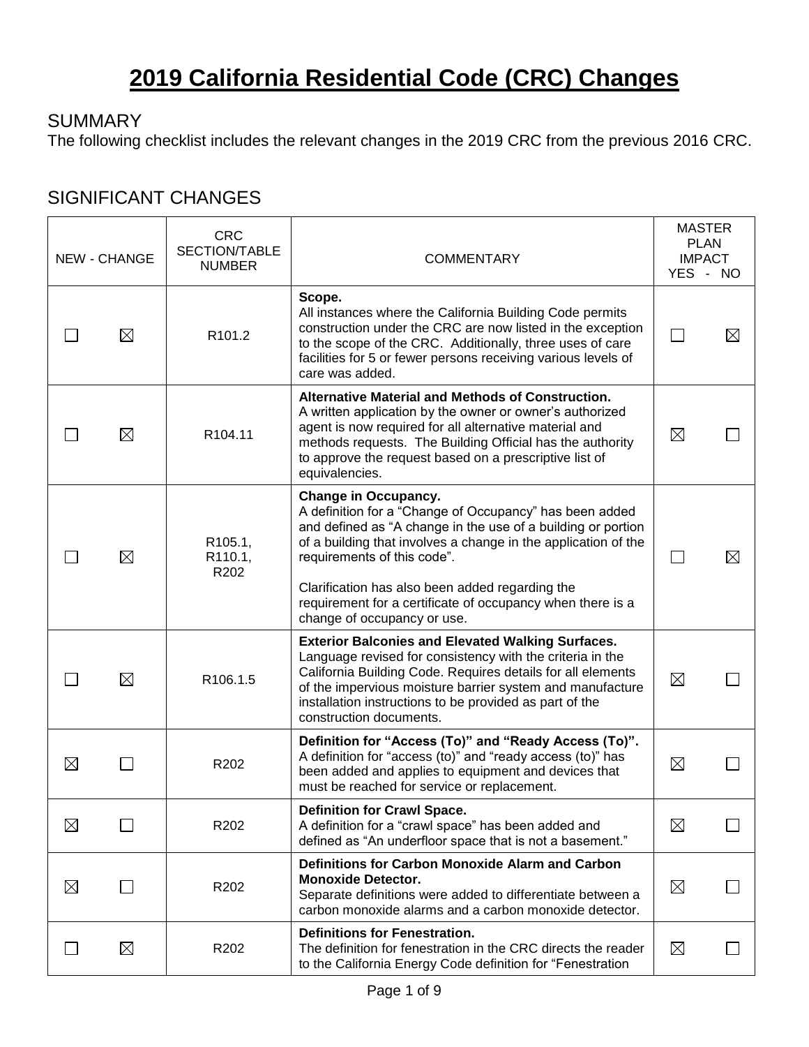# 2019 California Residential Code (CRC) Changes

## SUMMARY

The following checklist includes the relevant changes in the 2019 CRC from the previous 2016 CRC.

## SIGNIFICANT CHANGES

| NEW | CHANGE | CRC SECTION/TABLE NUMBER | COMMENTARY | MASTER PLAN IMPACT YES | NO |
|---|---|---|---|---|---|
| ☐ | ☒ | R101.2 | **Scope.** All instances where the California Building Code permits construction under the CRC are now listed in the exception to the scope of the CRC. Additionally, three uses of care facilities for 5 or fewer persons receiving various levels of care was added. | ☐ | ☒ |
| ☐ | ☒ | R104.11 | **Alternative Material and Methods of Construction.** A written application by the owner or owner's authorized agent is now required for all alternative material and methods requests. The Building Official has the authority to approve the request based on a prescriptive list of equivalencies. | ☒ | ☐ |
| ☐ | ☒ | R105.1, R110.1, R202 | **Change in Occupancy.** A definition for a "Change of Occupancy" has been added and defined as "A change in the use of a building or portion of a building that involves a change in the application of the requirements of this code". Clarification has also been added regarding the requirement for a certificate of occupancy when there is a change of occupancy or use. | ☐ | ☒ |
| ☐ | ☒ | R106.1.5 | **Exterior Balconies and Elevated Walking Surfaces.** Language revised for consistency with the criteria in the California Building Code. Requires details for all elements of the impervious moisture barrier system and manufacture installation instructions to be provided as part of the construction documents. | ☒ | ☐ |
| ☒ | ☐ | R202 | **Definition for "Access (To)" and "Ready Access (To)".** A definition for "access (to)" and "ready access (to)" has been added and applies to equipment and devices that must be reached for service or replacement. | ☒ | ☐ |
| ☒ | ☐ | R202 | **Definition for Crawl Space.** A definition for a "crawl space" has been added and defined as "An underfloor space that is not a basement." | ☒ | ☐ |
| ☒ | ☐ | R202 | **Definitions for Carbon Monoxide Alarm and Carbon Monoxide Detector.** Separate definitions were added to differentiate between a carbon monoxide alarms and a carbon monoxide detector. | ☒ | ☐ |
| ☐ | ☒ | R202 | **Definitions for Fenestration.** The definition for fenestration in the CRC directs the reader to the California Energy Code definition for "Fenestration | ☒ | ☐ |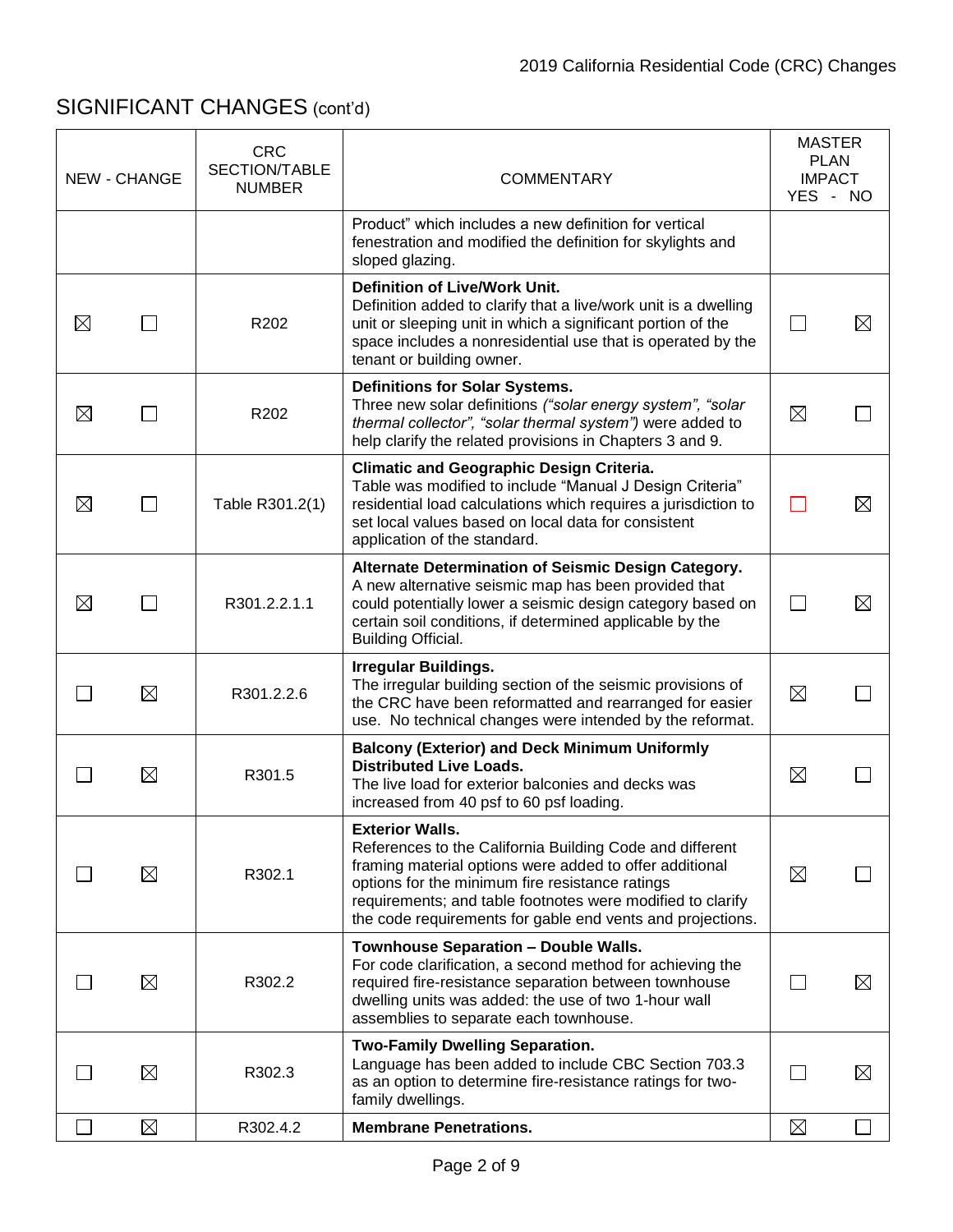## SIGNIFICANT CHANGES (cont'd)

| NEW | CHANGE | CRC SECTION/TABLE NUMBER | COMMENTARY | MASTER PLAN IMPACT YES | NO |
|---|---|---|---|---|---|
| | | | Product" which includes a new definition for vertical fenestration and modified the definition for skylights and sloped glazing. | | |
| ☒ | ☐ | R202 | **Definition of Live/Work Unit.** Definition added to clarify that a live/work unit is a dwelling unit or sleeping unit in which a significant portion of the space includes a nonresidential use that is operated by the tenant or building owner. | ☐ | ☒ |
| ☒ | ☐ | R202 | **Definitions for Solar Systems.** Three new solar definitions *("solar energy system", "solar thermal collector", "solar thermal system")* were added to help clarify the related provisions in Chapters 3 and 9. | ☒ | ☐ |
| ☒ | ☐ | Table R301.2(1) | **Climatic and Geographic Design Criteria.** Table was modified to include "Manual J Design Criteria" residential load calculations which requires a jurisdiction to set local values based on local data for consistent application of the standard. | ☐ | ☒ |
| ☒ | ☐ | R301.2.2.1.1 | **Alternate Determination of Seismic Design Category.** A new alternative seismic map has been provided that could potentially lower a seismic design category based on certain soil conditions, if determined applicable by the Building Official. | ☐ | ☒ |
| ☐ | ☒ | R301.2.2.6 | **Irregular Buildings.** The irregular building section of the seismic provisions of the CRC have been reformatted and rearranged for easier use. No technical changes were intended by the reformat. | ☒ | ☐ |
| ☐ | ☒ | R301.5 | **Balcony (Exterior) and Deck Minimum Uniformly Distributed Live Loads.** The live load for exterior balconies and decks was increased from 40 psf to 60 psf loading. | ☒ | ☐ |
| ☐ | ☒ | R302.1 | **Exterior Walls.** References to the California Building Code and different framing material options were added to offer additional options for the minimum fire resistance ratings requirements; and table footnotes were modified to clarify the code requirements for gable end vents and projections. | ☒ | ☐ |
| ☐ | ☒ | R302.2 | **Townhouse Separation – Double Walls.** For code clarification, a second method for achieving the required fire-resistance separation between townhouse dwelling units was added: the use of two 1-hour wall assemblies to separate each townhouse. | ☐ | ☒ |
| ☐ | ☒ | R302.3 | **Two-Family Dwelling Separation.** Language has been added to include CBC Section 703.3 as an option to determine fire-resistance ratings for two-family dwellings. | ☐ | ☒ |
| ☐ | ☒ | R302.4.2 | **Membrane Penetrations.** | ☒ | ☐ |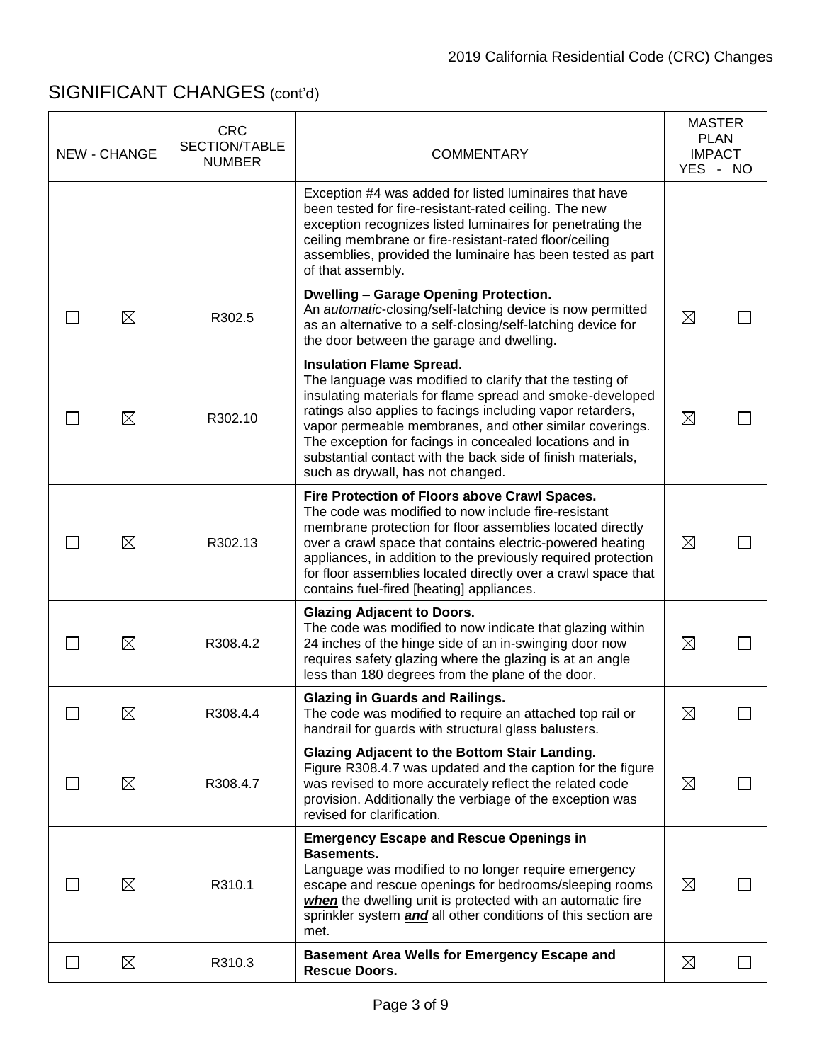## SIGNIFICANT CHANGES (cont'd)

| NEW | CHANGE | CRC SECTION/TABLE NUMBER | COMMENTARY | MASTER PLAN IMPACT YES | NO |
|---|---|---|---|---|---|
| | | | Exception #4 was added for listed luminaires that have been tested for fire-resistant-rated ceiling. The new exception recognizes listed luminaires for penetrating the ceiling membrane or fire-resistant-rated floor/ceiling assemblies, provided the luminaire has been tested as part of that assembly. | | |
| ☐ | ☒ | R302.5 | **Dwelling – Garage Opening Protection.** An *automatic*-closing/self-latching device is now permitted as an alternative to a self-closing/self-latching device for the door between the garage and dwelling. | ☒ | ☐ |
| ☐ | ☒ | R302.10 | **Insulation Flame Spread.** The language was modified to clarify that the testing of insulating materials for flame spread and smoke-developed ratings also applies to facings including vapor retarders, vapor permeable membranes, and other similar coverings. The exception for facings in concealed locations and in substantial contact with the back side of finish materials, such as drywall, has not changed. | ☒ | ☐ |
| ☐ | ☒ | R302.13 | **Fire Protection of Floors above Crawl Spaces.** The code was modified to now include fire-resistant membrane protection for floor assemblies located directly over a crawl space that contains electric-powered heating appliances, in addition to the previously required protection for floor assemblies located directly over a crawl space that contains fuel-fired [heating] appliances. | ☒ | ☐ |
| ☐ | ☒ | R308.4.2 | **Glazing Adjacent to Doors.** The code was modified to now indicate that glazing within 24 inches of the hinge side of an in-swinging door now requires safety glazing where the glazing is at an angle less than 180 degrees from the plane of the door. | ☒ | ☐ |
| ☐ | ☒ | R308.4.4 | **Glazing in Guards and Railings.** The code was modified to require an attached top rail or handrail for guards with structural glass balusters. | ☒ | ☐ |
| ☐ | ☒ | R308.4.7 | **Glazing Adjacent to the Bottom Stair Landing.** Figure R308.4.7 was updated and the caption for the figure was revised to more accurately reflect the related code provision. Additionally the verbiage of the exception was revised for clarification. | ☒ | ☐ |
| ☐ | ☒ | R310.1 | **Emergency Escape and Rescue Openings in Basements.** Language was modified to no longer require emergency escape and rescue openings for bedrooms/sleeping rooms ***when*** the dwelling unit is protected with an automatic fire sprinkler system ***and*** all other conditions of this section are met. | ☒ | ☐ |
| ☐ | ☒ | R310.3 | **Basement Area Wells for Emergency Escape and Rescue Doors.** | ☒ | ☐ |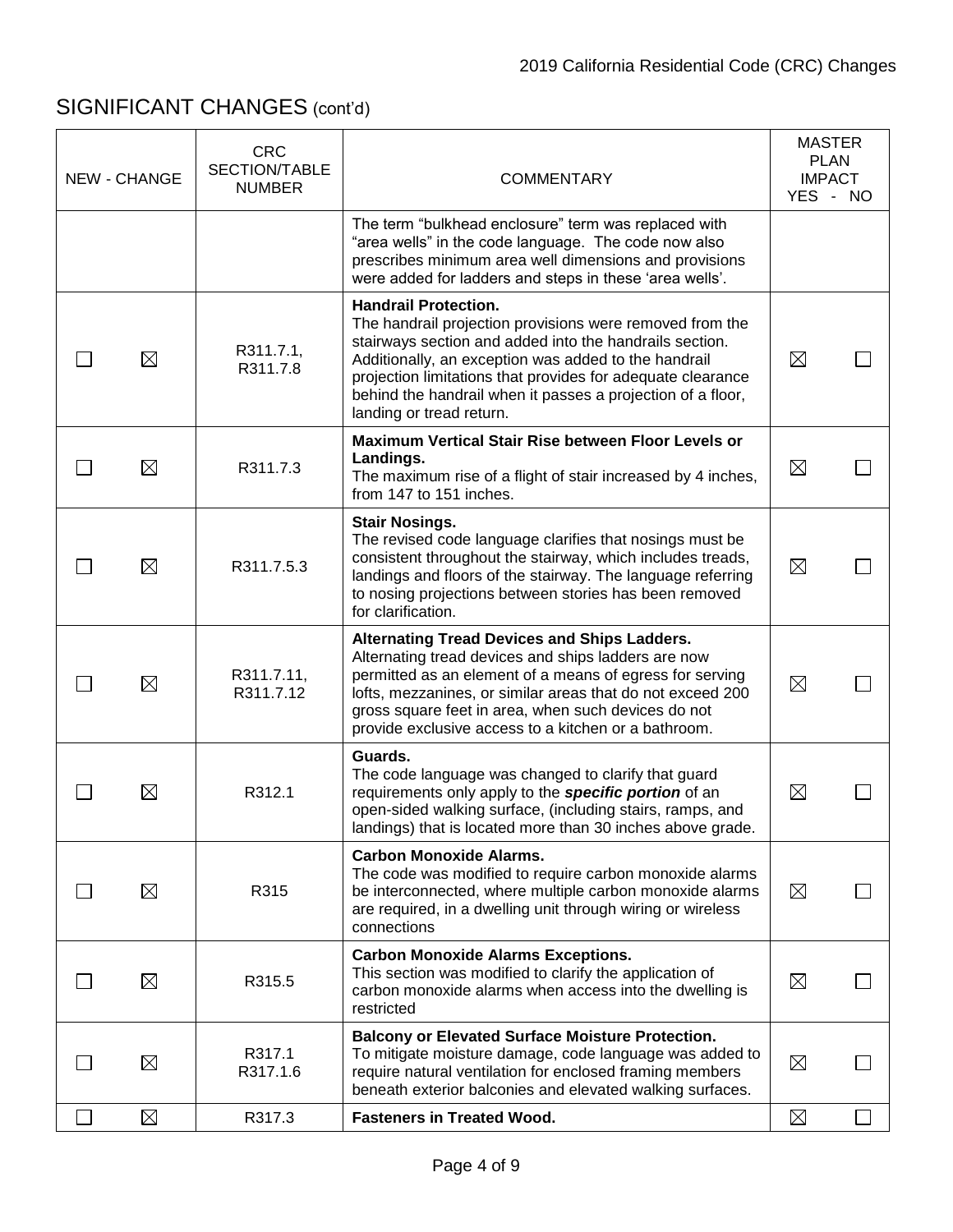## SIGNIFICANT CHANGES (cont'd)

| NEW | CHANGE | CRC SECTION/TABLE NUMBER | COMMENTARY | MASTER PLAN IMPACT YES | NO |
|---|---|---|---|---|---|
| | | | The term "bulkhead enclosure" term was replaced with "area wells" in the code language. The code now also prescribes minimum area well dimensions and provisions were added for ladders and steps in these 'area wells'. | | |
| ☐ | ☒ | R311.7.1, R311.7.8 | **Handrail Protection.** The handrail projection provisions were removed from the stairways section and added into the handrails section. Additionally, an exception was added to the handrail projection limitations that provides for adequate clearance behind the handrail when it passes a projection of a floor, landing or tread return. | ☒ | ☐ |
| ☐ | ☒ | R311.7.3 | **Maximum Vertical Stair Rise between Floor Levels or Landings.** The maximum rise of a flight of stair increased by 4 inches, from 147 to 151 inches. | ☒ | ☐ |
| ☐ | ☒ | R311.7.5.3 | **Stair Nosings.** The revised code language clarifies that nosings must be consistent throughout the stairway, which includes treads, landings and floors of the stairway. The language referring to nosing projections between stories has been removed for clarification. | ☒ | ☐ |
| ☐ | ☒ | R311.7.11, R311.7.12 | **Alternating Tread Devices and Ships Ladders.** Alternating tread devices and ships ladders are now permitted as an element of a means of egress for serving lofts, mezzanines, or similar areas that do not exceed 200 gross square feet in area, when such devices do not provide exclusive access to a kitchen or a bathroom. | ☒ | ☐ |
| ☐ | ☒ | R312.1 | **Guards.** The code language was changed to clarify that guard requirements only apply to the ***specific portion*** of an open-sided walking surface, (including stairs, ramps, and landings) that is located more than 30 inches above grade. | ☒ | ☐ |
| ☐ | ☒ | R315 | **Carbon Monoxide Alarms.** The code was modified to require carbon monoxide alarms be interconnected, where multiple carbon monoxide alarms are required, in a dwelling unit through wiring or wireless connections | ☒ | ☐ |
| ☐ | ☒ | R315.5 | **Carbon Monoxide Alarms Exceptions.** This section was modified to clarify the application of carbon monoxide alarms when access into the dwelling is restricted | ☒ | ☐ |
| ☐ | ☒ | R317.1 R317.1.6 | **Balcony or Elevated Surface Moisture Protection.** To mitigate moisture damage, code language was added to require natural ventilation for enclosed framing members beneath exterior balconies and elevated walking surfaces. | ☒ | ☐ |
| ☐ | ☒ | R317.3 | **Fasteners in Treated Wood.** | ☒ | ☐ |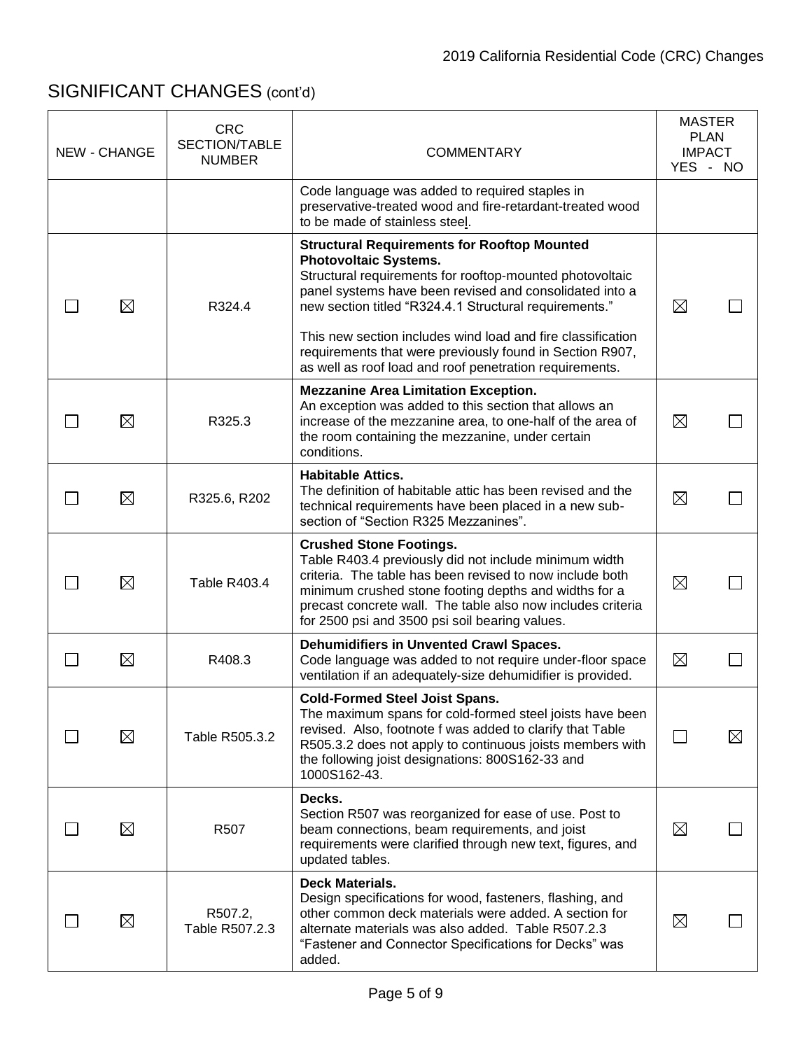## SIGNIFICANT CHANGES (cont'd)

| NEW | CHANGE | CRC SECTION/TABLE NUMBER | COMMENTARY | MASTER PLAN IMPACT YES | NO |
|---|---|---|---|---|---|
| | | | Code language was added to required staples in preservative-treated wood and fire-retardant-treated wood to be made of stainless steel. | | |
| ☐ | ☒ | R324.4 | **Structural Requirements for Rooftop Mounted Photovoltaic Systems.** Structural requirements for rooftop-mounted photovoltaic panel systems have been revised and consolidated into a new section titled "R324.4.1 Structural requirements." This new section includes wind load and fire classification requirements that were previously found in Section R907, as well as roof load and roof penetration requirements. | ☒ | ☐ |
| ☐ | ☒ | R325.3 | **Mezzanine Area Limitation Exception.** An exception was added to this section that allows an increase of the mezzanine area, to one-half of the area of the room containing the mezzanine, under certain conditions. | ☒ | ☐ |
| ☐ | ☒ | R325.6, R202 | **Habitable Attics.** The definition of habitable attic has been revised and the technical requirements have been placed in a new sub-section of "Section R325 Mezzanines". | ☒ | ☐ |
| ☐ | ☒ | Table R403.4 | **Crushed Stone Footings.** Table R403.4 previously did not include minimum width criteria. The table has been revised to now include both minimum crushed stone footing depths and widths for a precast concrete wall. The table also now includes criteria for 2500 psi and 3500 psi soil bearing values. | ☒ | ☐ |
| ☐ | ☒ | R408.3 | **Dehumidifiers in Unvented Crawl Spaces.** Code language was added to not require under-floor space ventilation if an adequately-size dehumidifier is provided. | ☒ | ☐ |
| ☐ | ☒ | Table R505.3.2 | **Cold-Formed Steel Joist Spans.** The maximum spans for cold-formed steel joists have been revised. Also, footnote f was added to clarify that Table R505.3.2 does not apply to continuous joists members with the following joist designations: 800S162-33 and 1000S162-43. | ☐ | ☒ |
| ☐ | ☒ | R507 | **Decks.** Section R507 was reorganized for ease of use. Post to beam connections, beam requirements, and joist requirements were clarified through new text, figures, and updated tables. | ☒ | ☐ |
| ☐ | ☒ | R507.2, Table R507.2.3 | **Deck Materials.** Design specifications for wood, fasteners, flashing, and other common deck materials were added. A section for alternate materials was also added. Table R507.2.3 "Fastener and Connector Specifications for Decks" was added. | ☒ | ☐ |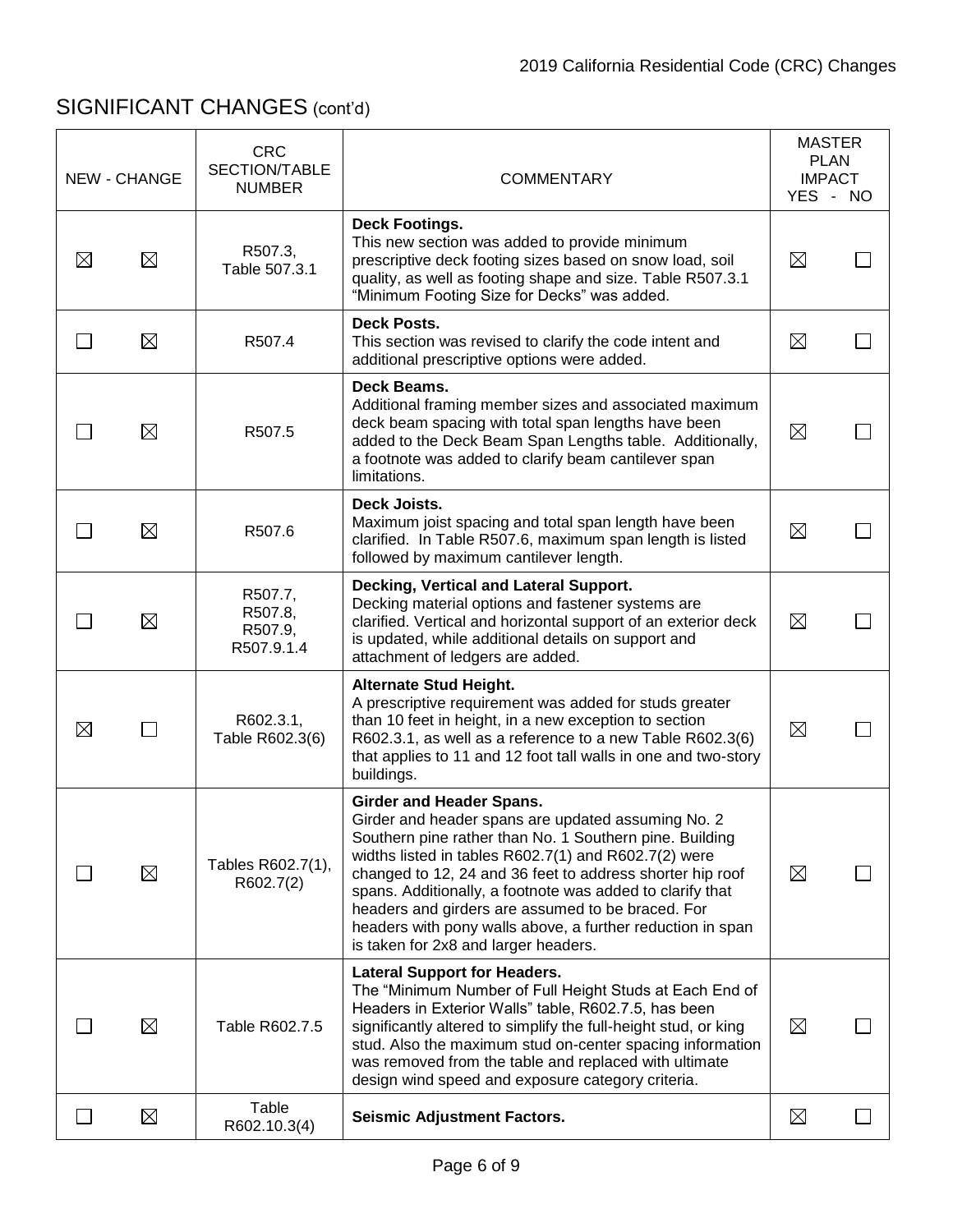## SIGNIFICANT CHANGES (cont'd)

| NEW | CHANGE | CRC SECTION/TABLE NUMBER | COMMENTARY | MASTER PLAN IMPACT YES | NO |
|---|---|---|---|---|---|
| ☒ | ☒ | R507.3, Table 507.3.1 | **Deck Footings.** This new section was added to provide minimum prescriptive deck footing sizes based on snow load, soil quality, as well as footing shape and size. Table R507.3.1 "Minimum Footing Size for Decks" was added. | ☒ | ☐ |
| ☐ | ☒ | R507.4 | **Deck Posts.** This section was revised to clarify the code intent and additional prescriptive options were added. | ☒ | ☐ |
| ☐ | ☒ | R507.5 | **Deck Beams.** Additional framing member sizes and associated maximum deck beam spacing with total span lengths have been added to the Deck Beam Span Lengths table. Additionally, a footnote was added to clarify beam cantilever span limitations. | ☒ | ☐ |
| ☐ | ☒ | R507.6 | **Deck Joists.** Maximum joist spacing and total span length have been clarified. In Table R507.6, maximum span length is listed followed by maximum cantilever length. | ☒ | ☐ |
| ☐ | ☒ | R507.7, R507.8, R507.9, R507.9.1.4 | **Decking, Vertical and Lateral Support.** Decking material options and fastener systems are clarified. Vertical and horizontal support of an exterior deck is updated, while additional details on support and attachment of ledgers are added. | ☒ | ☐ |
| ☒ | ☐ | R602.3.1, Table R602.3(6) | **Alternate Stud Height.** A prescriptive requirement was added for studs greater than 10 feet in height, in a new exception to section R602.3.1, as well as a reference to a new Table R602.3(6) that applies to 11 and 12 foot tall walls in one and two-story buildings. | ☒ | ☐ |
| ☐ | ☒ | Tables R602.7(1), R602.7(2) | **Girder and Header Spans.** Girder and header spans are updated assuming No. 2 Southern pine rather than No. 1 Southern pine. Building widths listed in tables R602.7(1) and R602.7(2) were changed to 12, 24 and 36 feet to address shorter hip roof spans. Additionally, a footnote was added to clarify that headers and girders are assumed to be braced. For headers with pony walls above, a further reduction in span is taken for 2x8 and larger headers. | ☒ | ☐ |
| ☐ | ☒ | Table R602.7.5 | **Lateral Support for Headers.** The "Minimum Number of Full Height Studs at Each End of Headers in Exterior Walls" table, R602.7.5, has been significantly altered to simplify the full-height stud, or king stud. Also the maximum stud on-center spacing information was removed from the table and replaced with ultimate design wind speed and exposure category criteria. | ☒ | ☐ |
| ☐ | ☒ | Table R602.10.3(4) | **Seismic Adjustment Factors.** | ☒ | ☐ |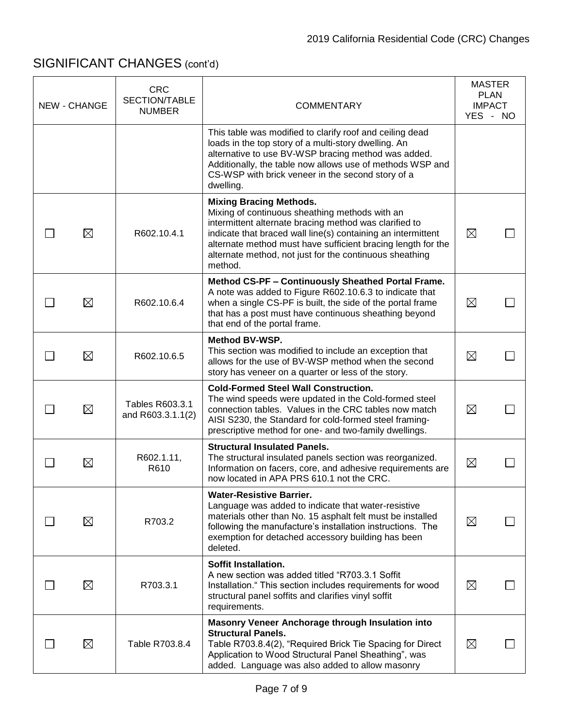## SIGNIFICANT CHANGES (cont'd)

| NEW | CHANGE | CRC SECTION/TABLE NUMBER | COMMENTARY | MASTER PLAN IMPACT YES | NO |
|---|---|---|---|---|---|
| | | | This table was modified to clarify roof and ceiling dead loads in the top story of a multi-story dwelling. An alternative to use BV-WSP bracing method was added. Additionally, the table now allows use of methods WSP and CS-WSP with brick veneer in the second story of a dwelling. | | |
| ☐ | ☒ | R602.10.4.1 | **Mixing Bracing Methods.** Mixing of continuous sheathing methods with an intermittent alternate bracing method was clarified to indicate that braced wall line(s) containing an intermittent alternate method must have sufficient bracing length for the alternate method, not just for the continuous sheathing method. | ☒ | ☐ |
| ☐ | ☒ | R602.10.6.4 | **Method CS-PF – Continuously Sheathed Portal Frame.** A note was added to Figure R602.10.6.3 to indicate that when a single CS-PF is built, the side of the portal frame that has a post must have continuous sheathing beyond that end of the portal frame. | ☒ | ☐ |
| ☐ | ☒ | R602.10.6.5 | **Method BV-WSP.** This section was modified to include an exception that allows for the use of BV-WSP method when the second story has veneer on a quarter or less of the story. | ☒ | ☐ |
| ☐ | ☒ | Tables R603.3.1 and R603.3.1.1(2) | **Cold-Formed Steel Wall Construction.** The wind speeds were updated in the Cold-formed steel connection tables. Values in the CRC tables now match AISI S230, the Standard for cold-formed steel framing-prescriptive method for one- and two-family dwellings. | ☒ | ☐ |
| ☐ | ☒ | R602.1.11, R610 | **Structural Insulated Panels.** The structural insulated panels section was reorganized. Information on facers, core, and adhesive requirements are now located in APA PRS 610.1 not the CRC. | ☒ | ☐ |
| ☐ | ☒ | R703.2 | **Water-Resistive Barrier.** Language was added to indicate that water-resistive materials other than No. 15 asphalt felt must be installed following the manufacture's installation instructions. The exemption for detached accessory building has been deleted. | ☒ | ☐ |
| ☐ | ☒ | R703.3.1 | **Soffit Installation.** A new section was added titled "R703.3.1 Soffit Installation." This section includes requirements for wood structural panel soffits and clarifies vinyl soffit requirements. | ☒ | ☐ |
| ☐ | ☒ | Table R703.8.4 | **Masonry Veneer Anchorage through Insulation into Structural Panels.** Table R703.8.4(2), "Required Brick Tie Spacing for Direct Application to Wood Structural Panel Sheathing", was added. Language was also added to allow masonry | ☒ | ☐ |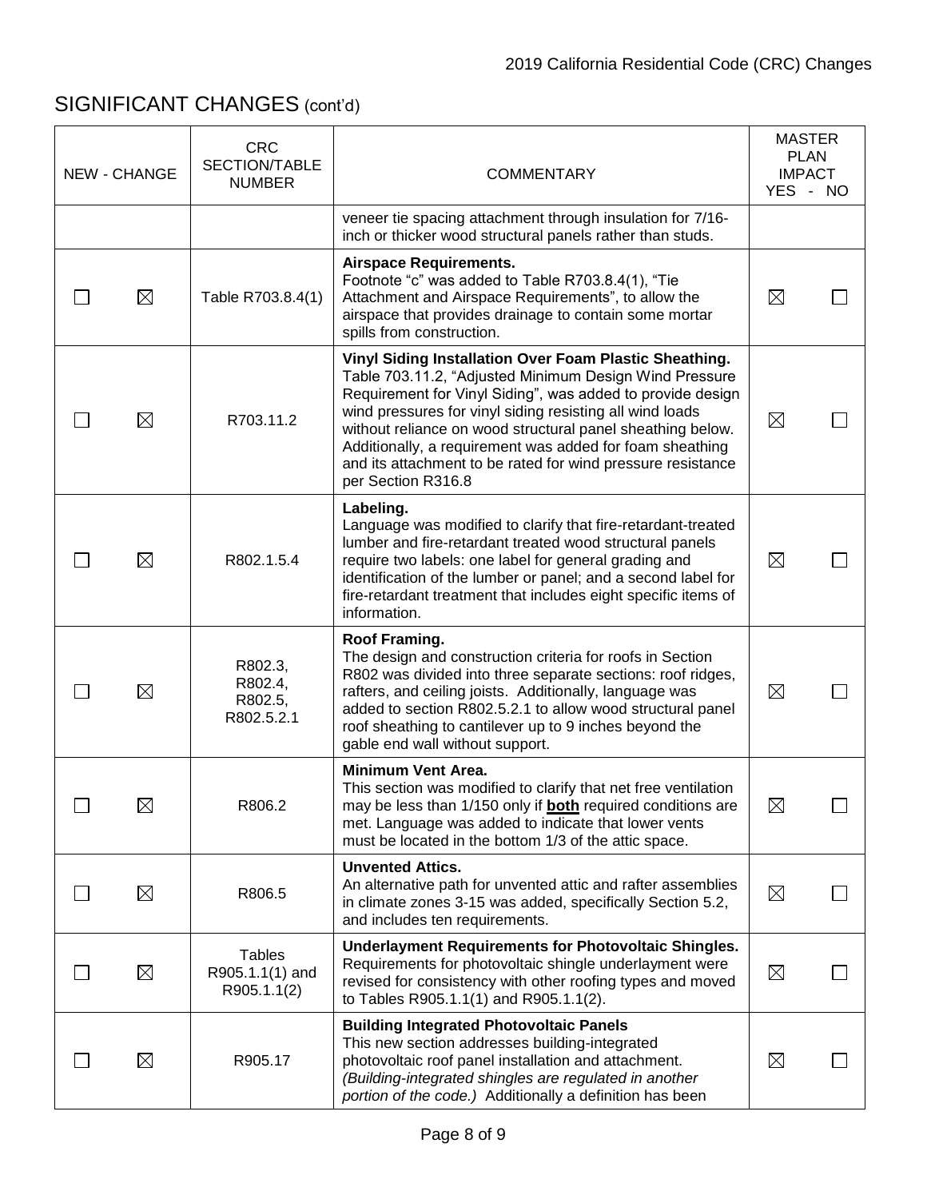## SIGNIFICANT CHANGES (cont'd)

| NEW | CHANGE | CRC SECTION/TABLE NUMBER | COMMENTARY | MASTER PLAN IMPACT YES | NO |
|---|---|---|---|---|---|
| | | | veneer tie spacing attachment through insulation for 7/16-inch or thicker wood structural panels rather than studs. | | |
| ☐ | ☒ | Table R703.8.4(1) | **Airspace Requirements.** Footnote "c" was added to Table R703.8.4(1), "Tie Attachment and Airspace Requirements", to allow the airspace that provides drainage to contain some mortar spills from construction. | ☒ | ☐ |
| ☐ | ☒ | R703.11.2 | **Vinyl Siding Installation Over Foam Plastic Sheathing.** Table 703.11.2, "Adjusted Minimum Design Wind Pressure Requirement for Vinyl Siding", was added to provide design wind pressures for vinyl siding resisting all wind loads without reliance on wood structural panel sheathing below. Additionally, a requirement was added for foam sheathing and its attachment to be rated for wind pressure resistance per Section R316.8 | ☒ | ☐ |
| ☐ | ☒ | R802.1.5.4 | **Labeling.** Language was modified to clarify that fire-retardant-treated lumber and fire-retardant treated wood structural panels require two labels: one label for general grading and identification of the lumber or panel; and a second label for fire-retardant treatment that includes eight specific items of information. | ☒ | ☐ |
| ☐ | ☒ | R802.3, R802.4, R802.5, R802.5.2.1 | **Roof Framing.** The design and construction criteria for roofs in Section R802 was divided into three separate sections: roof ridges, rafters, and ceiling joists. Additionally, language was added to section R802.5.2.1 to allow wood structural panel roof sheathing to cantilever up to 9 inches beyond the gable end wall without support. | ☒ | ☐ |
| ☐ | ☒ | R806.2 | **Minimum Vent Area.** This section was modified to clarify that net free ventilation may be less than 1/150 only if <u>**both**</u> required conditions are met. Language was added to indicate that lower vents must be located in the bottom 1/3 of the attic space. | ☒ | ☐ |
| ☐ | ☒ | R806.5 | **Unvented Attics.** An alternative path for unvented attic and rafter assemblies in climate zones 3-15 was added, specifically Section 5.2, and includes ten requirements. | ☒ | ☐ |
| ☐ | ☒ | Tables R905.1.1(1) and R905.1.1(2) | **Underlayment Requirements for Photovoltaic Shingles.** Requirements for photovoltaic shingle underlayment were revised for consistency with other roofing types and moved to Tables R905.1.1(1) and R905.1.1(2). | ☒ | ☐ |
| ☐ | ☒ | R905.17 | **Building Integrated Photovoltaic Panels** This new section addresses building-integrated photovoltaic roof panel installation and attachment. *(Building-integrated shingles are regulated in another portion of the code.)* Additionally a definition has been | ☒ | ☐ |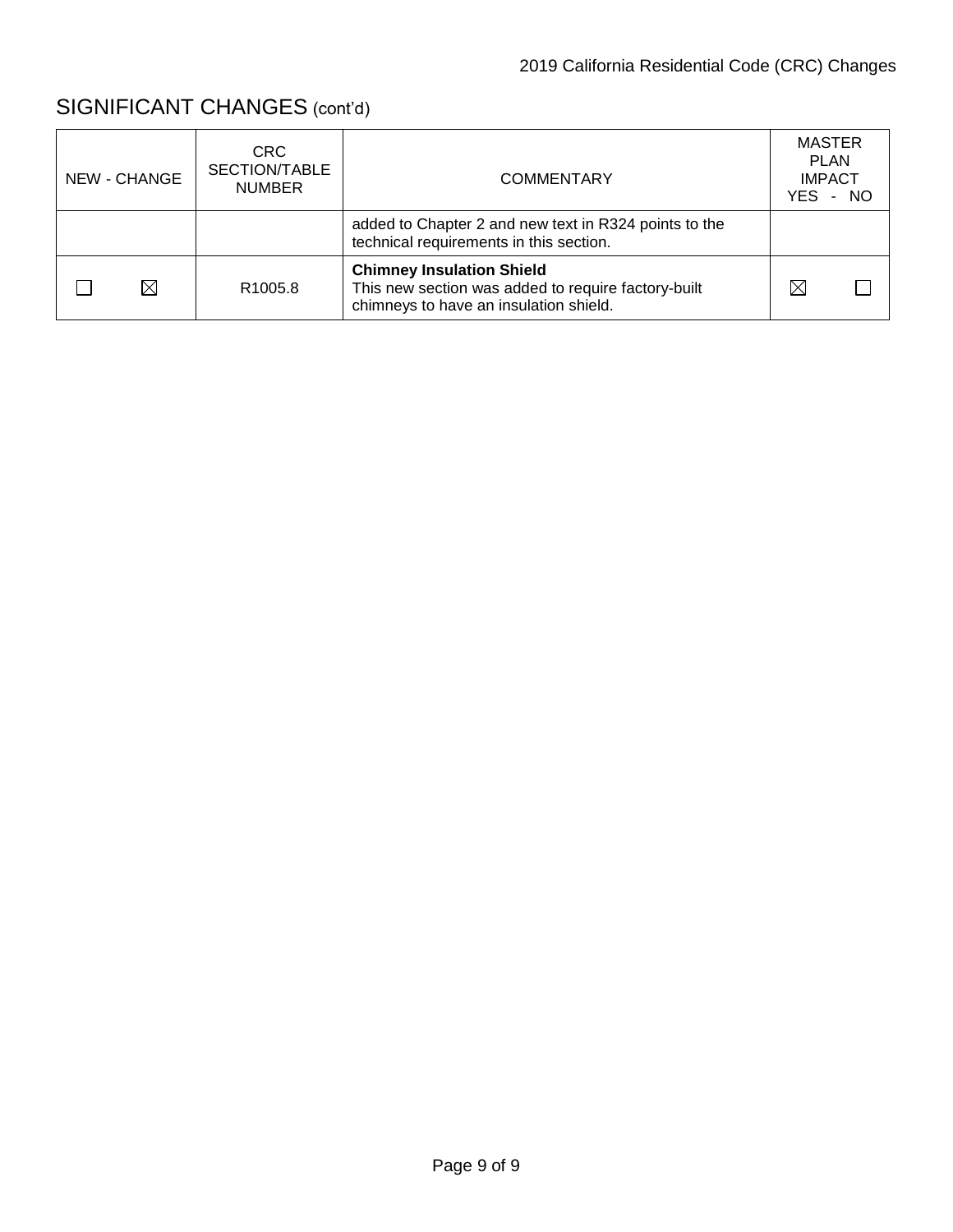## SIGNIFICANT CHANGES (cont'd)

| NEW - CHANGE | CRC SECTION/TABLE NUMBER | COMMENTARY | MASTER PLAN IMPACT YES - NO |
|---|---|---|---|
| | | added to Chapter 2 and new text in R324 points to the technical requirements in this section. | |
| ☐ ☒ | R1005.8 | **Chimney Insulation Shield** This new section was added to require factory-built chimneys to have an insulation shield. | ☒ ☐ |